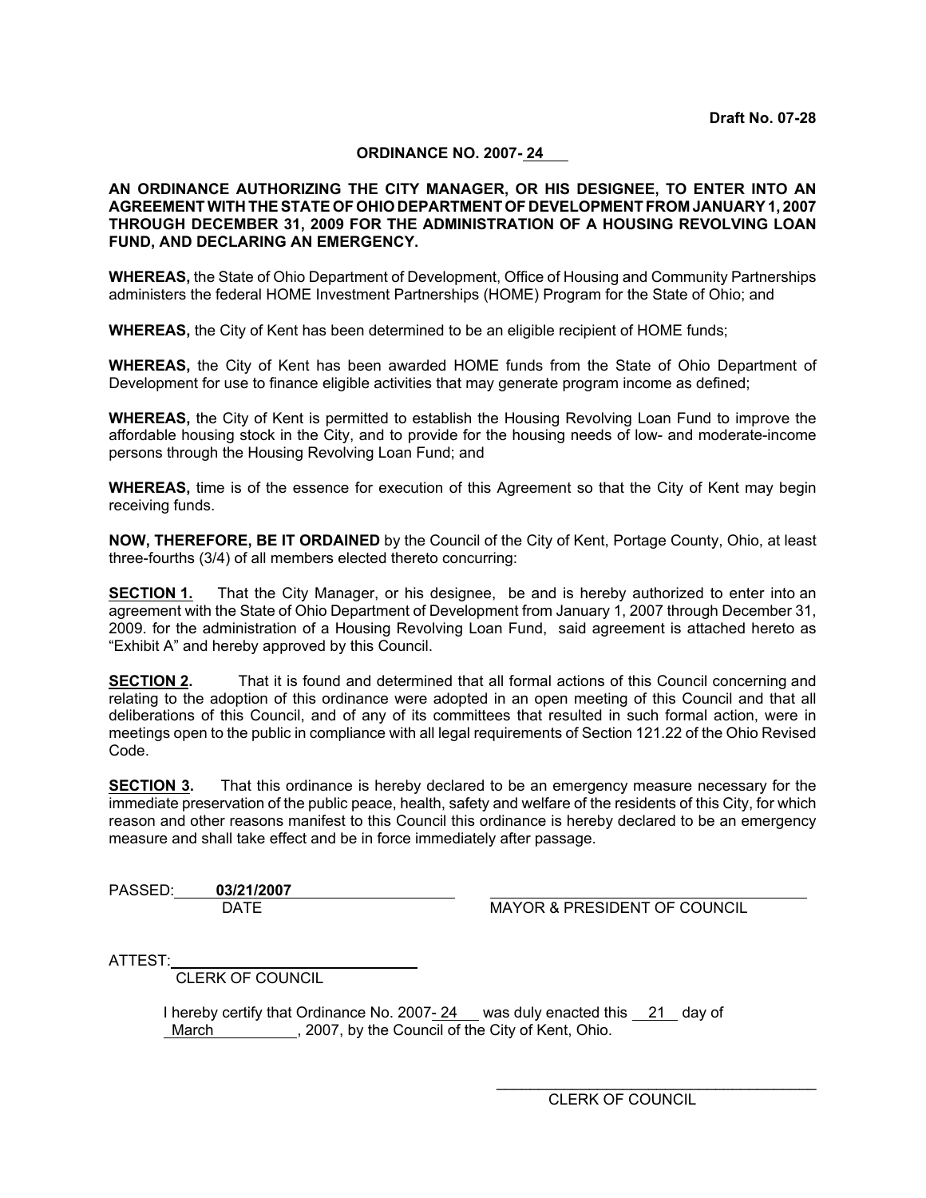**Draft No. 07-28**

**ORDINANCE NO. 2007- 24**

**AN ORDINANCE AUTHORIZING THE CITY MANAGER, OR HIS DESIGNEE, TO ENTER INTO AN AGREEMENT WITH THE STATE OF OHIO DEPARTMENT OF DEVELOPMENT FROM JANUARY 1, 2007 THROUGH DECEMBER 31, 2009 FOR THE ADMINISTRATION OF A HOUSING REVOLVING LOAN FUND, AND DECLARING AN EMERGENCY.**

**WHEREAS,** the State of Ohio Department of Development, Office of Housing and Community Partnerships administers the federal HOME Investment Partnerships (HOME) Program for the State of Ohio; and

**WHEREAS,** the City of Kent has been determined to be an eligible recipient of HOME funds;

**WHEREAS,** the City of Kent has been awarded HOME funds from the State of Ohio Department of Development for use to finance eligible activities that may generate program income as defined;

**WHEREAS,** the City of Kent is permitted to establish the Housing Revolving Loan Fund to improve the affordable housing stock in the City, and to provide for the housing needs of low- and moderate-income persons through the Housing Revolving Loan Fund; and

**WHEREAS,** time is of the essence for execution of this Agreement so that the City of Kent may begin receiving funds.

**NOW, THEREFORE, BE IT ORDAINED** by the Council of the City of Kent, Portage County, Ohio, at least three-fourths (3/4) of all members elected thereto concurring:

**SECTION 1.** That the City Manager, or his designee, be and is hereby authorized to enter into an agreement with the State of Ohio Department of Development from January 1, 2007 through December 31, 2009. for the administration of a Housing Revolving Loan Fund, said agreement is attached hereto as "Exhibit A" and hereby approved by this Council.

**SECTION 2.** That it is found and determined that all formal actions of this Council concerning and relating to the adoption of this ordinance were adopted in an open meeting of this Council and that all deliberations of this Council, and of any of its committees that resulted in such formal action, were in meetings open to the public in compliance with all legal requirements of Section 121.22 of the Ohio Revised Code.

**SECTION 3.** That this ordinance is hereby declared to be an emergency measure necessary for the immediate preservation of the public peace, health, safety and welfare of the residents of this City, for which reason and other reasons manifest to this Council this ordinance is hereby declared to be an emergency measure and shall take effect and be in force immediately after passage.

PASSED: **03/21/2007**
DATE

MAYOR & PRESIDENT OF COUNCIL

ATTEST:
CLERK OF COUNCIL

I hereby certify that Ordinance No. 2007- 24 was duly enacted this 21 day of March, 2007, by the Council of the City of Kent, Ohio.

CLERK OF COUNCIL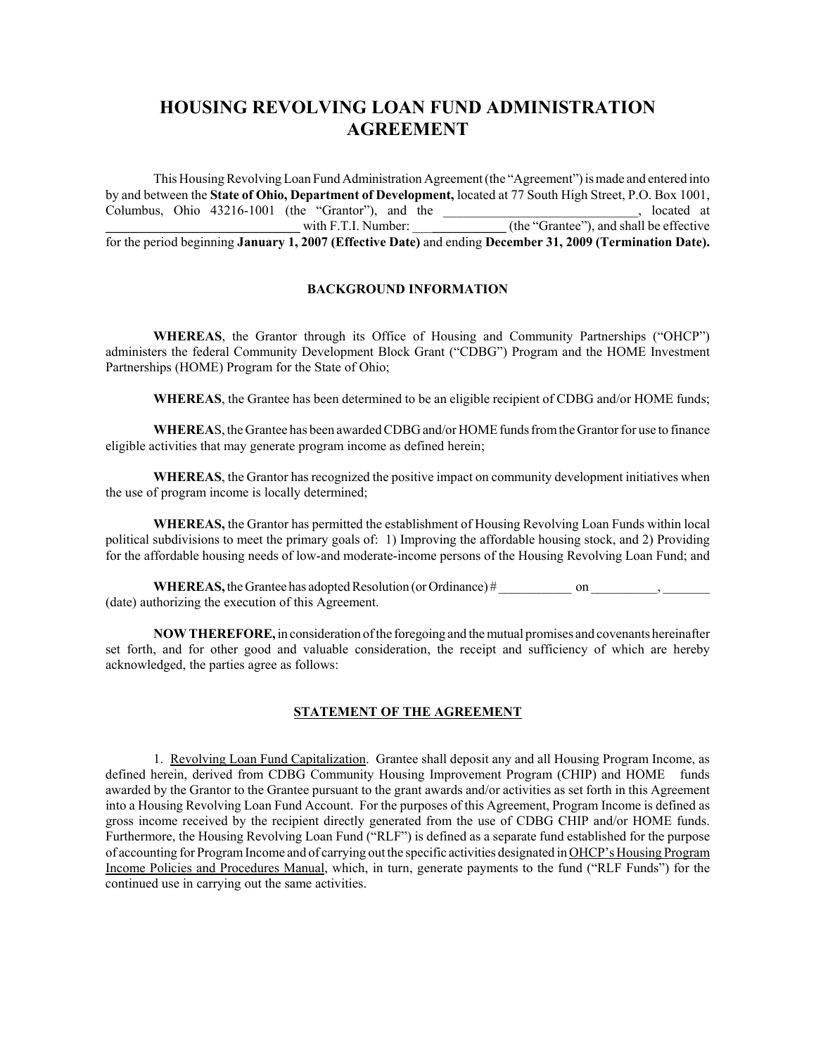# HOUSING REVOLVING LOAN FUND ADMINISTRATION AGREEMENT

This Housing Revolving Loan Fund Administration Agreement (the "Agreement") is made and entered into by and between the **State of Ohio, Department of Development,** located at 77 South High Street, P.O. Box 1001, Columbus, Ohio 43216-1001 (the "Grantor"), and the ______________________________, located at ______________________________ with F.T.I. Number: ______________ (the "Grantee"), and shall be effective for the period beginning **January 1, 2007 (Effective Date)** and ending **December 31, 2009 (Termination Date).**

## BACKGROUND INFORMATION

**WHEREAS**, the Grantor through its Office of Housing and Community Partnerships ("OHCP") administers the federal Community Development Block Grant ("CDBG") Program and the HOME Investment Partnerships (HOME) Program for the State of Ohio;

**WHEREAS**, the Grantee has been determined to be an eligible recipient of CDBG and/or HOME funds;

**WHEREAS**, the Grantee has been awarded CDBG and/or HOME funds from the Grantor for use to finance eligible activities that may generate program income as defined herein;

**WHEREAS**, the Grantor has recognized the positive impact on community development initiatives when the use of program income is locally determined;

**WHEREAS,** the Grantor has permitted the establishment of Housing Revolving Loan Funds within local political subdivisions to meet the primary goals of: 1) Improving the affordable housing stock, and 2) Providing for the affordable housing needs of low-and moderate-income persons of the Housing Revolving Loan Fund; and

**WHEREAS,** the Grantee has adopted Resolution (or Ordinance) # ___________ on __________, _______ (date) authorizing the execution of this Agreement.

**NOW THEREFORE,** in consideration of the foregoing and the mutual promises and covenants hereinafter set forth, and for other good and valuable consideration, the receipt and sufficiency of which are hereby acknowledged, the parties agree as follows:

## STATEMENT OF THE AGREEMENT

1. Revolving Loan Fund Capitalization. Grantee shall deposit any and all Housing Program Income, as defined herein, derived from CDBG Community Housing Improvement Program (CHIP) and HOME funds awarded by the Grantor to the Grantee pursuant to the grant awards and/or activities as set forth in this Agreement into a Housing Revolving Loan Fund Account. For the purposes of this Agreement, Program Income is defined as gross income received by the recipient directly generated from the use of CDBG CHIP and/or HOME funds. Furthermore, the Housing Revolving Loan Fund ("RLF") is defined as a separate fund established for the purpose of accounting for Program Income and of carrying out the specific activities designated in OHCP's Housing Program Income Policies and Procedures Manual, which, in turn, generate payments to the fund ("RLF Funds") for the continued use in carrying out the same activities.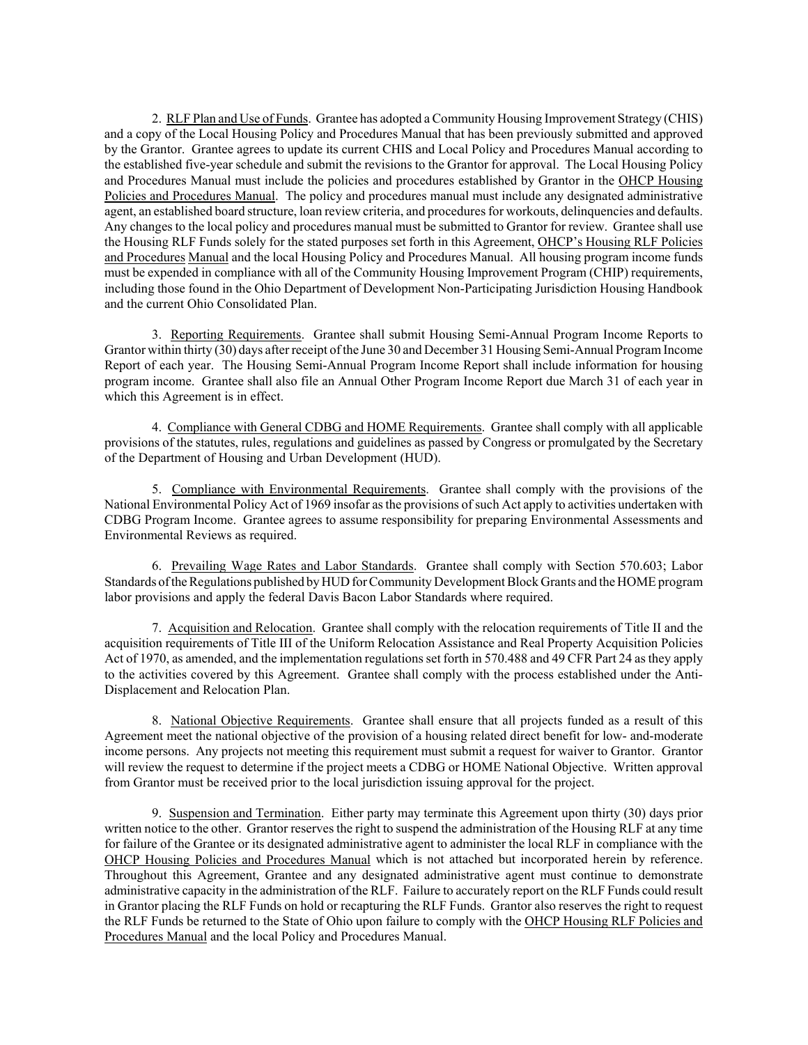2. RLF Plan and Use of Funds. Grantee has adopted a Community Housing Improvement Strategy (CHIS) and a copy of the Local Housing Policy and Procedures Manual that has been previously submitted and approved by the Grantor. Grantee agrees to update its current CHIS and Local Policy and Procedures Manual according to the established five-year schedule and submit the revisions to the Grantor for approval. The Local Housing Policy and Procedures Manual must include the policies and procedures established by Grantor in the OHCP Housing Policies and Procedures Manual. The policy and procedures manual must include any designated administrative agent, an established board structure, loan review criteria, and procedures for workouts, delinquencies and defaults. Any changes to the local policy and procedures manual must be submitted to Grantor for review. Grantee shall use the Housing RLF Funds solely for the stated purposes set forth in this Agreement, OHCP's Housing RLF Policies and Procedures Manual and the local Housing Policy and Procedures Manual. All housing program income funds must be expended in compliance with all of the Community Housing Improvement Program (CHIP) requirements, including those found in the Ohio Department of Development Non-Participating Jurisdiction Housing Handbook and the current Ohio Consolidated Plan.

3. Reporting Requirements. Grantee shall submit Housing Semi-Annual Program Income Reports to Grantor within thirty (30) days after receipt of the June 30 and December 31 Housing Semi-Annual Program Income Report of each year. The Housing Semi-Annual Program Income Report shall include information for housing program income. Grantee shall also file an Annual Other Program Income Report due March 31 of each year in which this Agreement is in effect.

4. Compliance with General CDBG and HOME Requirements. Grantee shall comply with all applicable provisions of the statutes, rules, regulations and guidelines as passed by Congress or promulgated by the Secretary of the Department of Housing and Urban Development (HUD).

5. Compliance with Environmental Requirements. Grantee shall comply with the provisions of the National Environmental Policy Act of 1969 insofar as the provisions of such Act apply to activities undertaken with CDBG Program Income. Grantee agrees to assume responsibility for preparing Environmental Assessments and Environmental Reviews as required.

6. Prevailing Wage Rates and Labor Standards. Grantee shall comply with Section 570.603; Labor Standards of the Regulations published by HUD for Community Development Block Grants and the HOME program labor provisions and apply the federal Davis Bacon Labor Standards where required.

7. Acquisition and Relocation. Grantee shall comply with the relocation requirements of Title II and the acquisition requirements of Title III of the Uniform Relocation Assistance and Real Property Acquisition Policies Act of 1970, as amended, and the implementation regulations set forth in 570.488 and 49 CFR Part 24 as they apply to the activities covered by this Agreement. Grantee shall comply with the process established under the Anti-Displacement and Relocation Plan.

8. National Objective Requirements. Grantee shall ensure that all projects funded as a result of this Agreement meet the national objective of the provision of a housing related direct benefit for low- and-moderate income persons. Any projects not meeting this requirement must submit a request for waiver to Grantor. Grantor will review the request to determine if the project meets a CDBG or HOME National Objective. Written approval from Grantor must be received prior to the local jurisdiction issuing approval for the project.

9. Suspension and Termination. Either party may terminate this Agreement upon thirty (30) days prior written notice to the other. Grantor reserves the right to suspend the administration of the Housing RLF at any time for failure of the Grantee or its designated administrative agent to administer the local RLF in compliance with the OHCP Housing Policies and Procedures Manual which is not attached but incorporated herein by reference. Throughout this Agreement, Grantee and any designated administrative agent must continue to demonstrate administrative capacity in the administration of the RLF. Failure to accurately report on the RLF Funds could result in Grantor placing the RLF Funds on hold or recapturing the RLF Funds. Grantor also reserves the right to request the RLF Funds be returned to the State of Ohio upon failure to comply with the OHCP Housing RLF Policies and Procedures Manual and the local Policy and Procedures Manual.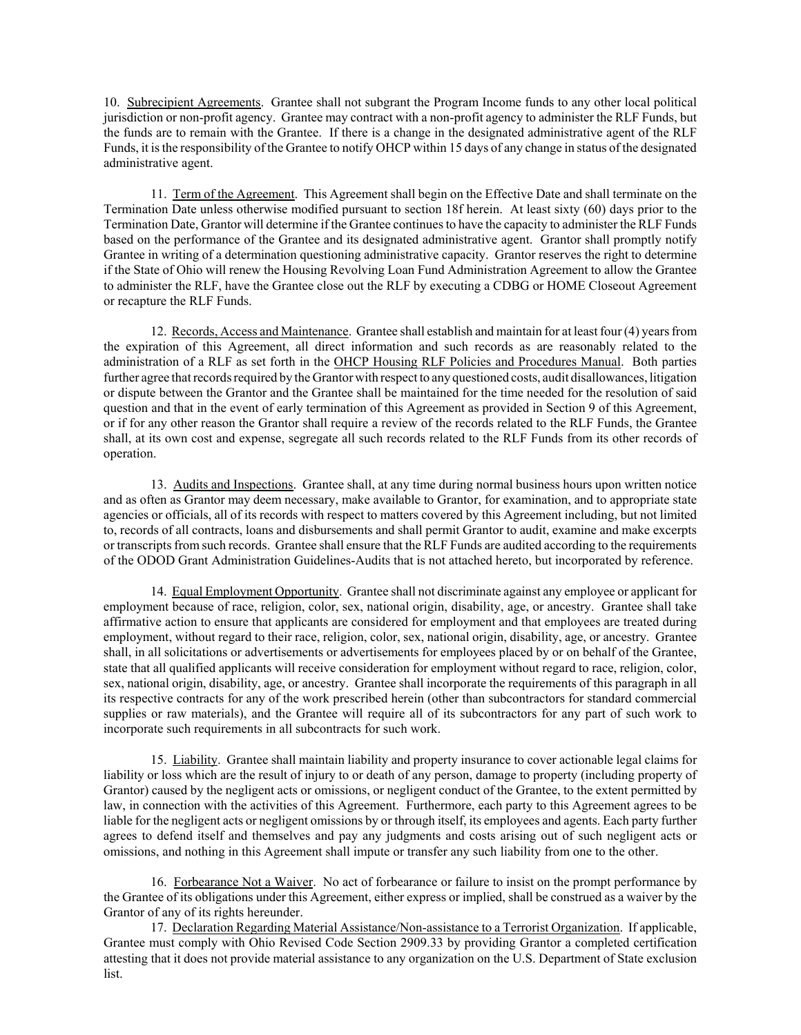10. Subrecipient Agreements. Grantee shall not subgrant the Program Income funds to any other local political jurisdiction or non-profit agency. Grantee may contract with a non-profit agency to administer the RLF Funds, but the funds are to remain with the Grantee. If there is a change in the designated administrative agent of the RLF Funds, it is the responsibility of the Grantee to notify OHCP within 15 days of any change in status of the designated administrative agent.

11. Term of the Agreement. This Agreement shall begin on the Effective Date and shall terminate on the Termination Date unless otherwise modified pursuant to section 18f herein. At least sixty (60) days prior to the Termination Date, Grantor will determine if the Grantee continues to have the capacity to administer the RLF Funds based on the performance of the Grantee and its designated administrative agent. Grantor shall promptly notify Grantee in writing of a determination questioning administrative capacity. Grantor reserves the right to determine if the State of Ohio will renew the Housing Revolving Loan Fund Administration Agreement to allow the Grantee to administer the RLF, have the Grantee close out the RLF by executing a CDBG or HOME Closeout Agreement or recapture the RLF Funds.

12. Records, Access and Maintenance. Grantee shall establish and maintain for at least four (4) years from the expiration of this Agreement, all direct information and such records as are reasonably related to the administration of a RLF as set forth in the OHCP Housing RLF Policies and Procedures Manual. Both parties further agree that records required by the Grantor with respect to any questioned costs, audit disallowances, litigation or dispute between the Grantor and the Grantee shall be maintained for the time needed for the resolution of said question and that in the event of early termination of this Agreement as provided in Section 9 of this Agreement, or if for any other reason the Grantor shall require a review of the records related to the RLF Funds, the Grantee shall, at its own cost and expense, segregate all such records related to the RLF Funds from its other records of operation.

13. Audits and Inspections. Grantee shall, at any time during normal business hours upon written notice and as often as Grantor may deem necessary, make available to Grantor, for examination, and to appropriate state agencies or officials, all of its records with respect to matters covered by this Agreement including, but not limited to, records of all contracts, loans and disbursements and shall permit Grantor to audit, examine and make excerpts or transcripts from such records. Grantee shall ensure that the RLF Funds are audited according to the requirements of the ODOD Grant Administration Guidelines-Audits that is not attached hereto, but incorporated by reference.

14. Equal Employment Opportunity. Grantee shall not discriminate against any employee or applicant for employment because of race, religion, color, sex, national origin, disability, age, or ancestry. Grantee shall take affirmative action to ensure that applicants are considered for employment and that employees are treated during employment, without regard to their race, religion, color, sex, national origin, disability, age, or ancestry. Grantee shall, in all solicitations or advertisements or advertisements for employees placed by or on behalf of the Grantee, state that all qualified applicants will receive consideration for employment without regard to race, religion, color, sex, national origin, disability, age, or ancestry. Grantee shall incorporate the requirements of this paragraph in all its respective contracts for any of the work prescribed herein (other than subcontractors for standard commercial supplies or raw materials), and the Grantee will require all of its subcontractors for any part of such work to incorporate such requirements in all subcontracts for such work.

15. Liability. Grantee shall maintain liability and property insurance to cover actionable legal claims for liability or loss which are the result of injury to or death of any person, damage to property (including property of Grantor) caused by the negligent acts or omissions, or negligent conduct of the Grantee, to the extent permitted by law, in connection with the activities of this Agreement. Furthermore, each party to this Agreement agrees to be liable for the negligent acts or negligent omissions by or through itself, its employees and agents. Each party further agrees to defend itself and themselves and pay any judgments and costs arising out of such negligent acts or omissions, and nothing in this Agreement shall impute or transfer any such liability from one to the other.

16. Forbearance Not a Waiver. No act of forbearance or failure to insist on the prompt performance by the Grantee of its obligations under this Agreement, either express or implied, shall be construed as a waiver by the Grantor of any of its rights hereunder.

17. Declaration Regarding Material Assistance/Non-assistance to a Terrorist Organization. If applicable, Grantee must comply with Ohio Revised Code Section 2909.33 by providing Grantor a completed certification attesting that it does not provide material assistance to any organization on the U.S. Department of State exclusion list.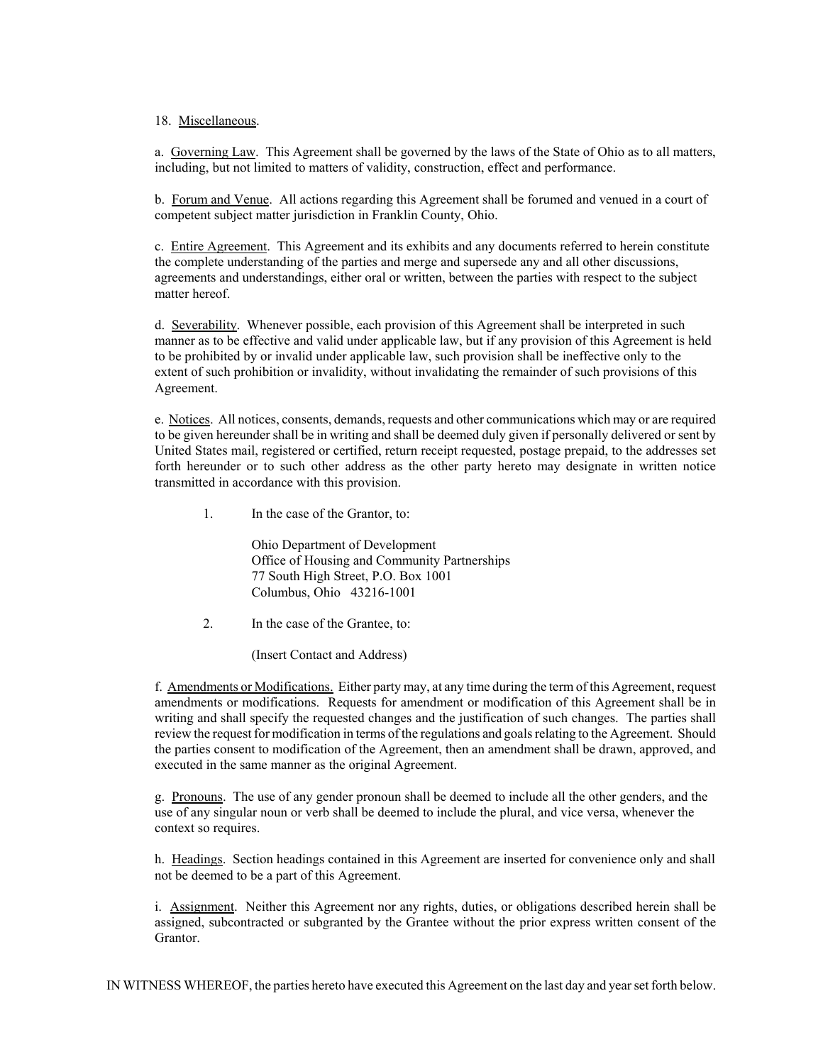18. Miscellaneous.

a. Governing Law. This Agreement shall be governed by the laws of the State of Ohio as to all matters, including, but not limited to matters of validity, construction, effect and performance.

b. Forum and Venue. All actions regarding this Agreement shall be forumed and venued in a court of competent subject matter jurisdiction in Franklin County, Ohio.

c. Entire Agreement. This Agreement and its exhibits and any documents referred to herein constitute the complete understanding of the parties and merge and supersede any and all other discussions, agreements and understandings, either oral or written, between the parties with respect to the subject matter hereof.

d. Severability. Whenever possible, each provision of this Agreement shall be interpreted in such manner as to be effective and valid under applicable law, but if any provision of this Agreement is held to be prohibited by or invalid under applicable law, such provision shall be ineffective only to the extent of such prohibition or invalidity, without invalidating the remainder of such provisions of this Agreement.

e. Notices. All notices, consents, demands, requests and other communications which may or are required to be given hereunder shall be in writing and shall be deemed duly given if personally delivered or sent by United States mail, registered or certified, return receipt requested, postage prepaid, to the addresses set forth hereunder or to such other address as the other party hereto may designate in written notice transmitted in accordance with this provision.

1. In the case of the Grantor, to:

   Ohio Department of Development
   Office of Housing and Community Partnerships
   77 South High Street, P.O. Box 1001
   Columbus, Ohio 43216-1001

2. In the case of the Grantee, to:

   (Insert Contact and Address)

f. Amendments or Modifications. Either party may, at any time during the term of this Agreement, request amendments or modifications. Requests for amendment or modification of this Agreement shall be in writing and shall specify the requested changes and the justification of such changes. The parties shall review the request for modification in terms of the regulations and goals relating to the Agreement. Should the parties consent to modification of the Agreement, then an amendment shall be drawn, approved, and executed in the same manner as the original Agreement.

g. Pronouns. The use of any gender pronoun shall be deemed to include all the other genders, and the use of any singular noun or verb shall be deemed to include the plural, and vice versa, whenever the context so requires.

h. Headings. Section headings contained in this Agreement are inserted for convenience only and shall not be deemed to be a part of this Agreement.

i. Assignment. Neither this Agreement nor any rights, duties, or obligations described herein shall be assigned, subcontracted or subgranted by the Grantee without the prior express written consent of the Grantor.

IN WITNESS WHEREOF, the parties hereto have executed this Agreement on the last day and year set forth below.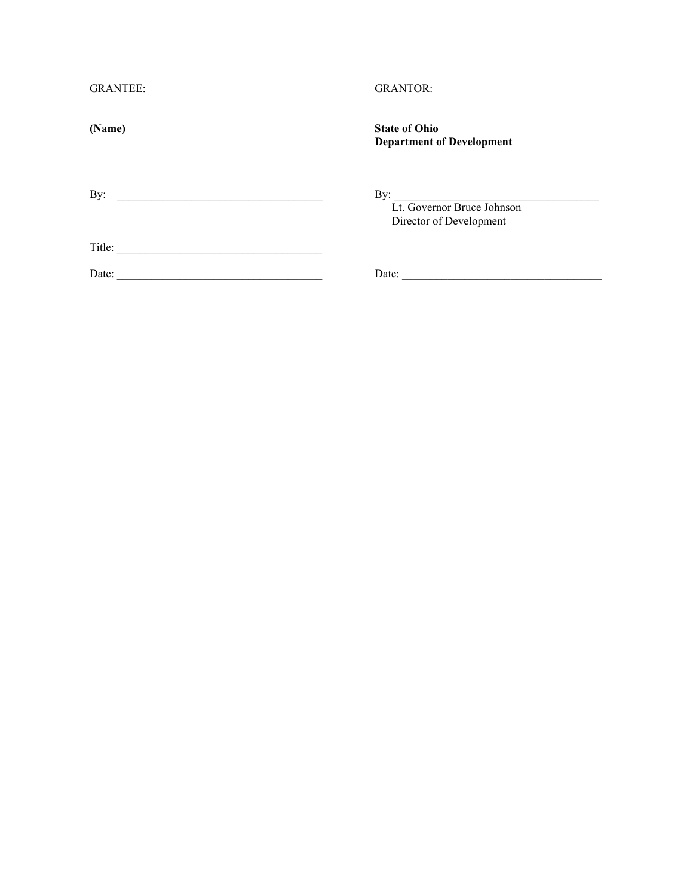| GRANTEE: | GRANTOR: |
|---|---|
| **(Name)** | **State of Ohio**<br>**Department of Development** |
| By: ____________________________________ | By: ____________________________________<br>Lt. Governor Bruce Johnson<br>Director of Development |
| Title: ____________________________________ | |
| Date: ____________________________________ | Date: ____________________________________ |